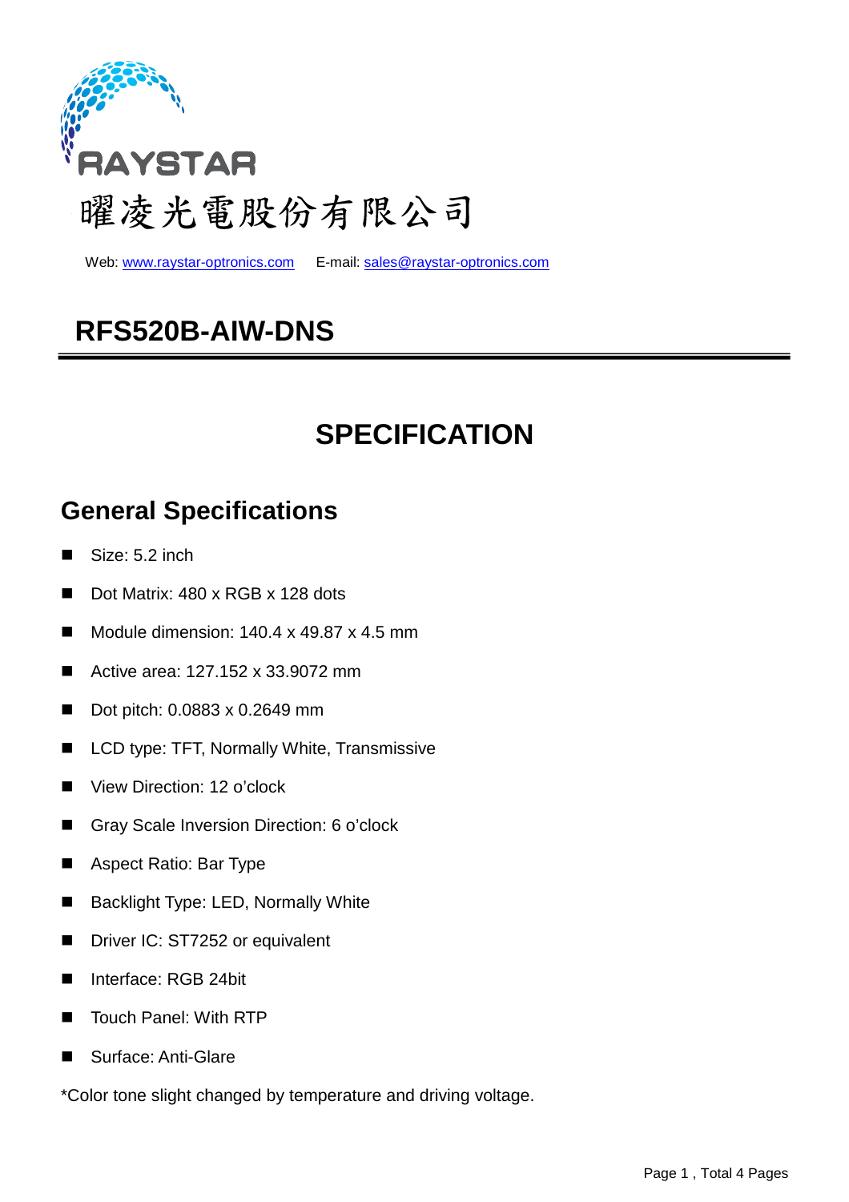RAYSTAR

曜凌光電股份有限公司

Web: www.raystar-optronics.com E-mail: sales@raystar-optronics.com

# RFS520B-AIW-DNS

# SPECIFICATION

## General Specifications

- Size: 5.2 inch
- Dot Matrix: 480 x RGB x 128 dots
- Module dimension: 140.4 x 49.87 x 4.5 mm
- Active area: 127.152 x 33.9072 mm
- Dot pitch: 0.0883 x 0.2649 mm
- LCD type: TFT, Normally White, Transmissive
- View Direction: 12 o'clock
- Gray Scale Inversion Direction: 6 o'clock
- Aspect Ratio: Bar Type
- Backlight Type: LED, Normally White
- Driver IC: ST7252 or equivalent
- Interface: RGB 24bit
- Touch Panel: With RTP
- Surface: Anti-Glare

*Color tone slight changed by temperature and driving voltage.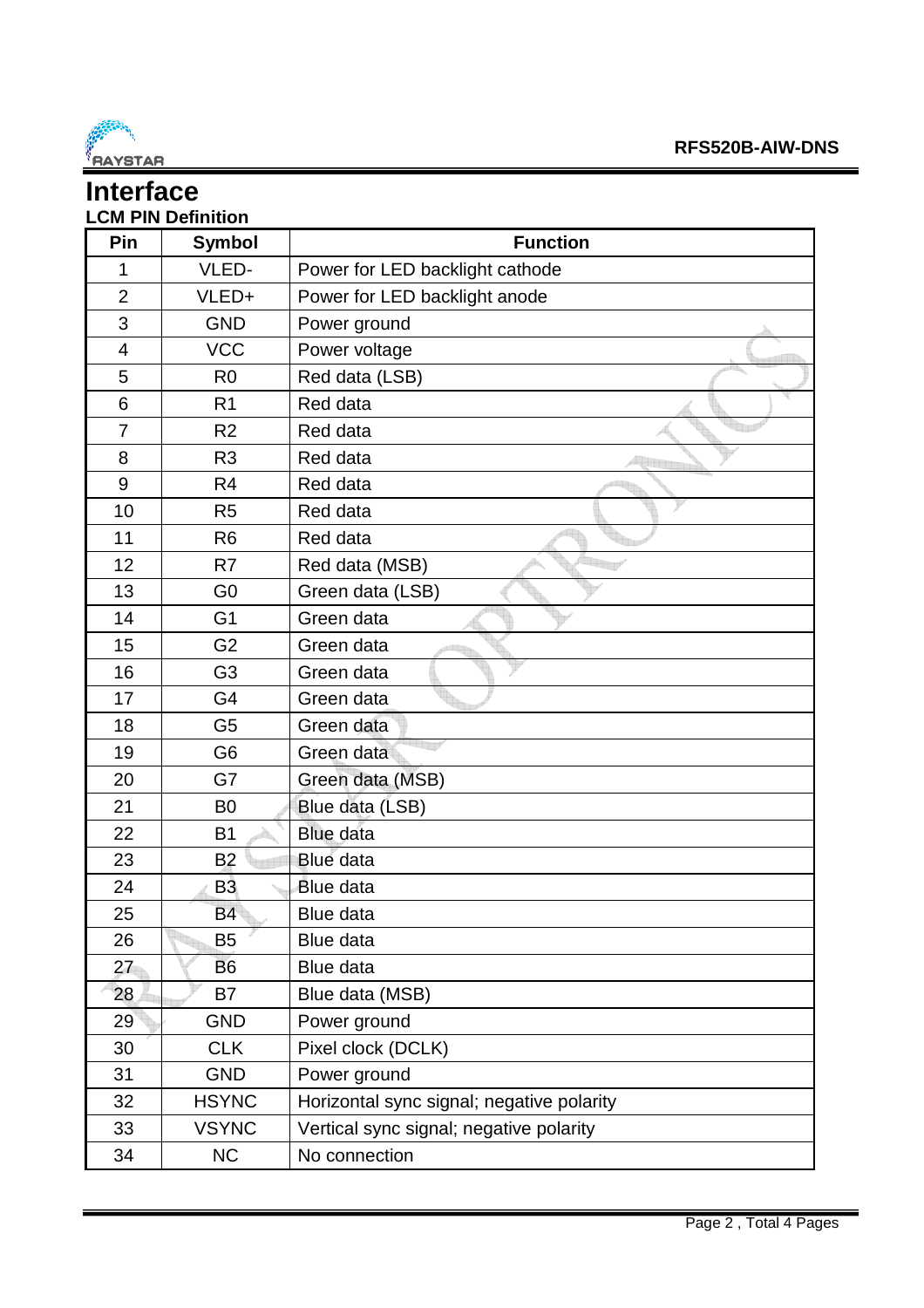# Interface

### LCM PIN Definition

| Pin | Symbol | Function |
|---|---|---|
| 1 | VLED- | Power for LED backlight cathode |
| 2 | VLED+ | Power for LED backlight anode |
| 3 | GND | Power ground |
| 4 | VCC | Power voltage |
| 5 | R0 | Red data (LSB) |
| 6 | R1 | Red data |
| 7 | R2 | Red data |
| 8 | R3 | Red data |
| 9 | R4 | Red data |
| 10 | R5 | Red data |
| 11 | R6 | Red data |
| 12 | R7 | Red data (MSB) |
| 13 | G0 | Green data (LSB) |
| 14 | G1 | Green data |
| 15 | G2 | Green data |
| 16 | G3 | Green data |
| 17 | G4 | Green data |
| 18 | G5 | Green data |
| 19 | G6 | Green data |
| 20 | G7 | Green data (MSB) |
| 21 | B0 | Blue data (LSB) |
| 22 | B1 | Blue data |
| 23 | B2 | Blue data |
| 24 | B3 | Blue data |
| 25 | B4 | Blue data |
| 26 | B5 | Blue data |
| 27 | B6 | Blue data |
| 28 | B7 | Blue data (MSB) |
| 29 | GND | Power ground |
| 30 | CLK | Pixel clock (DCLK) |
| 31 | GND | Power ground |
| 32 | HSYNC | Horizontal sync signal; negative polarity |
| 33 | VSYNC | Vertical sync signal; negative polarity |
| 34 | NC | No connection |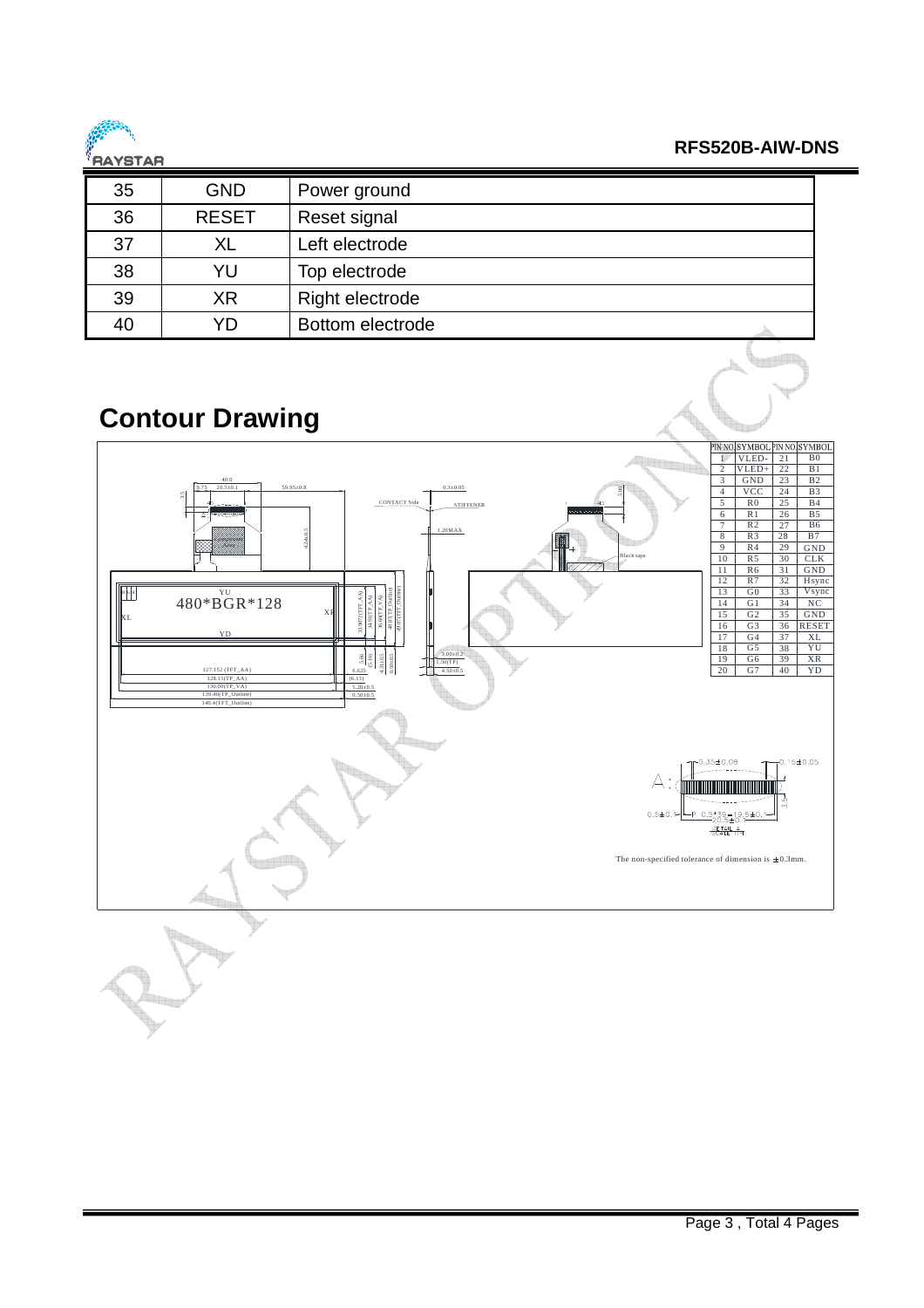| 35 | GND | Power ground |
|---|---|---|
| 36 | RESET | Reset signal |
| 37 | XL | Left electrode |
| 38 | YU | Top electrode |
| 39 | XR | Right electrode |
| 40 | YD | Bottom electrode |

## Contour Drawing

| PIN NO. | SYMBOL | PIN NO. | SYMBOL |
|---|---|---|---|
| 1 | VLED- | 21 | B0 |
| 2 | VLED+ | 22 | B1 |
| 3 | GND | 23 | B2 |
| 4 | VCC | 24 | B3 |
| 5 | R0 | 25 | B4 |
| 6 | R1 | 26 | B5 |
| 7 | R2 | 27 | B6 |
| 8 | R3 | 28 | B7 |
| 9 | R4 | 29 | GND |
| 10 | R5 | 30 | CLK |
| 11 | R6 | 31 | GND |
| 12 | R7 | 32 | Hsync |
| 13 | G0 | 33 | Vsync |
| 14 | G1 | 34 | NC |
| 15 | G2 | 35 | GND |
| 16 | G3 | 36 | RESET |
| 17 | G4 | 37 | XL |
| 18 | G5 | 38 | YU |
| 19 | G6 | 39 | XR |
| 20 | G7 | 40 | YD |

480*BGR*128

The non-specified tolerance of dimension is ±0.3mm.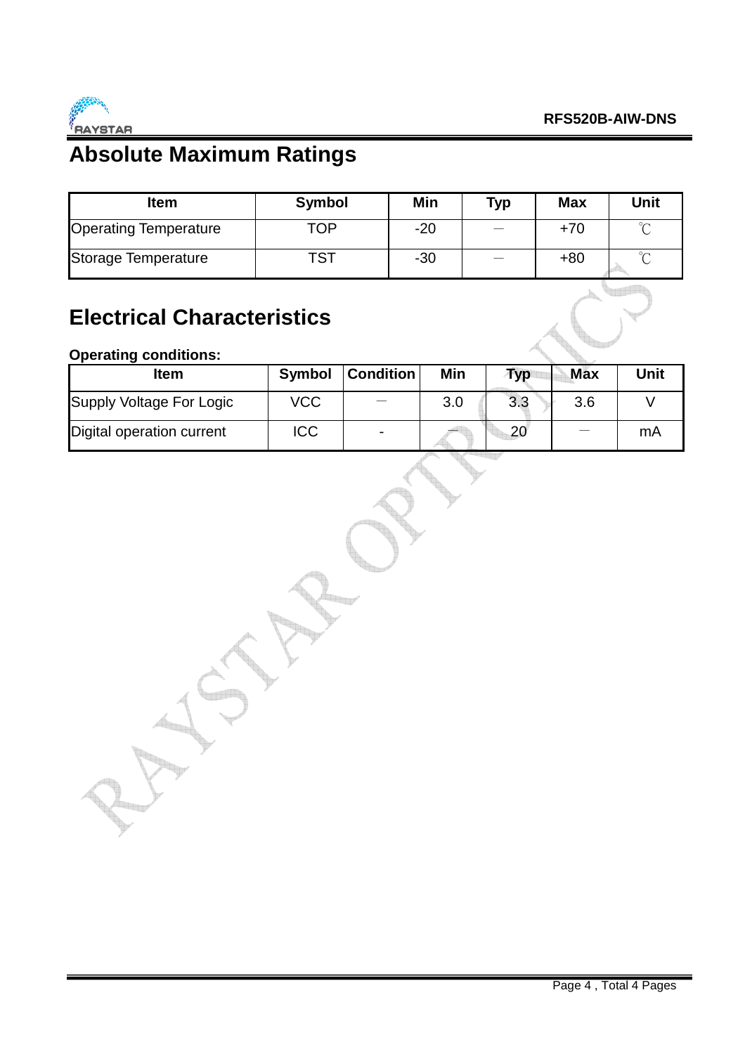## Absolute Maximum Ratings

| Item | Symbol | Min | Typ | Max | Unit |
|---|---|---|---|---|---|
| Operating Temperature | TOP | -20 | — | +70 | ℃ |
| Storage Temperature | TST | -30 | — | +80 | ℃ |

## Electrical Characteristics

**Operating conditions:**

| Item | Symbol | Condition | Min | Typ | Max | Unit |
|---|---|---|---|---|---|---|
| Supply Voltage For Logic | VCC | — | 3.0 | 3.3 | 3.6 | V |
| Digital operation current | ICC | - | — | 20 | — | mA |